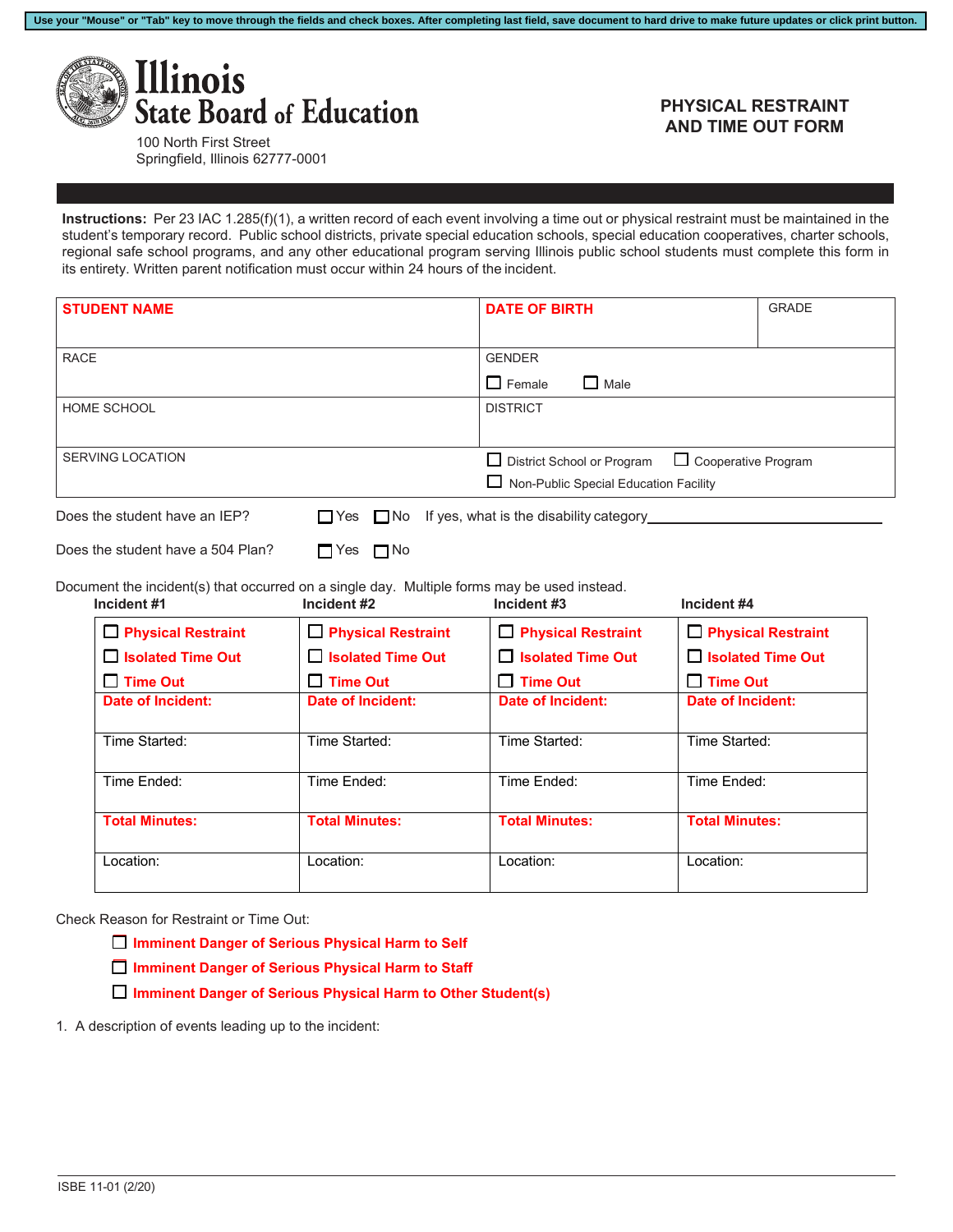Use your "Mouse" or "Tab" key to move through the fields and check boxes. After completing last field, save document to hard drive to make future updates or click print button.

# Illinois State Board of Education

100 North First Street
Springfield, Illinois 62777-0001

## PHYSICAL RESTRAINT AND TIME OUT FORM

**Instructions:** Per 23 IAC 1.285(f)(1), a written record of each event involving a time out or physical restraint must be maintained in the student's temporary record. Public school districts, private special education schools, special education cooperatives, charter schools, regional safe school programs, and any other educational program serving Illinois public school students must complete this form in its entirety. Written parent notification must occur within 24 hours of the incident.

| **STUDENT NAME** | **DATE OF BIRTH** | GRADE |
|---|---|---|
| RACE | GENDER ☐ Female ☐ Male | |
| HOME SCHOOL | DISTRICT | |
| SERVING LOCATION | ☐ District School or Program ☐ Cooperative Program ☐ Non-Public Special Education Facility | |

Does the student have an IEP? ☐ Yes ☐ No If yes, what is the disability category________________________

Does the student have a 504 Plan? ☐ Yes ☐ No

Document the incident(s) that occurred on a single day. Multiple forms may be used instead.

| Incident #1 | Incident #2 | Incident #3 | Incident #4 |
|---|---|---|---|
| ☐ **Physical Restraint** ☐ **Isolated Time Out** ☐ **Time Out** | ☐ **Physical Restraint** ☐ **Isolated Time Out** ☐ **Time Out** | ☐ **Physical Restraint** ☐ **Isolated Time Out** ☐ **Time Out** | ☐ **Physical Restraint** ☐ **Isolated Time Out** ☐ **Time Out** |
| **Date of Incident:** | **Date of Incident:** | **Date of Incident:** | **Date of Incident:** |
| Time Started: | Time Started: | Time Started: | Time Started: |
| Time Ended: | Time Ended: | Time Ended: | Time Ended: |
| **Total Minutes:** | **Total Minutes:** | **Total Minutes:** | **Total Minutes:** |
| Location: | Location: | Location: | Location: |

Check Reason for Restraint or Time Out:

- ☐ **Imminent Danger of Serious Physical Harm to Self**
- ☐ **Imminent Danger of Serious Physical Harm to Staff**
- ☐ **Imminent Danger of Serious Physical Harm to Other Student(s)**

1. A description of events leading up to the incident:

ISBE 11-01 (2/20)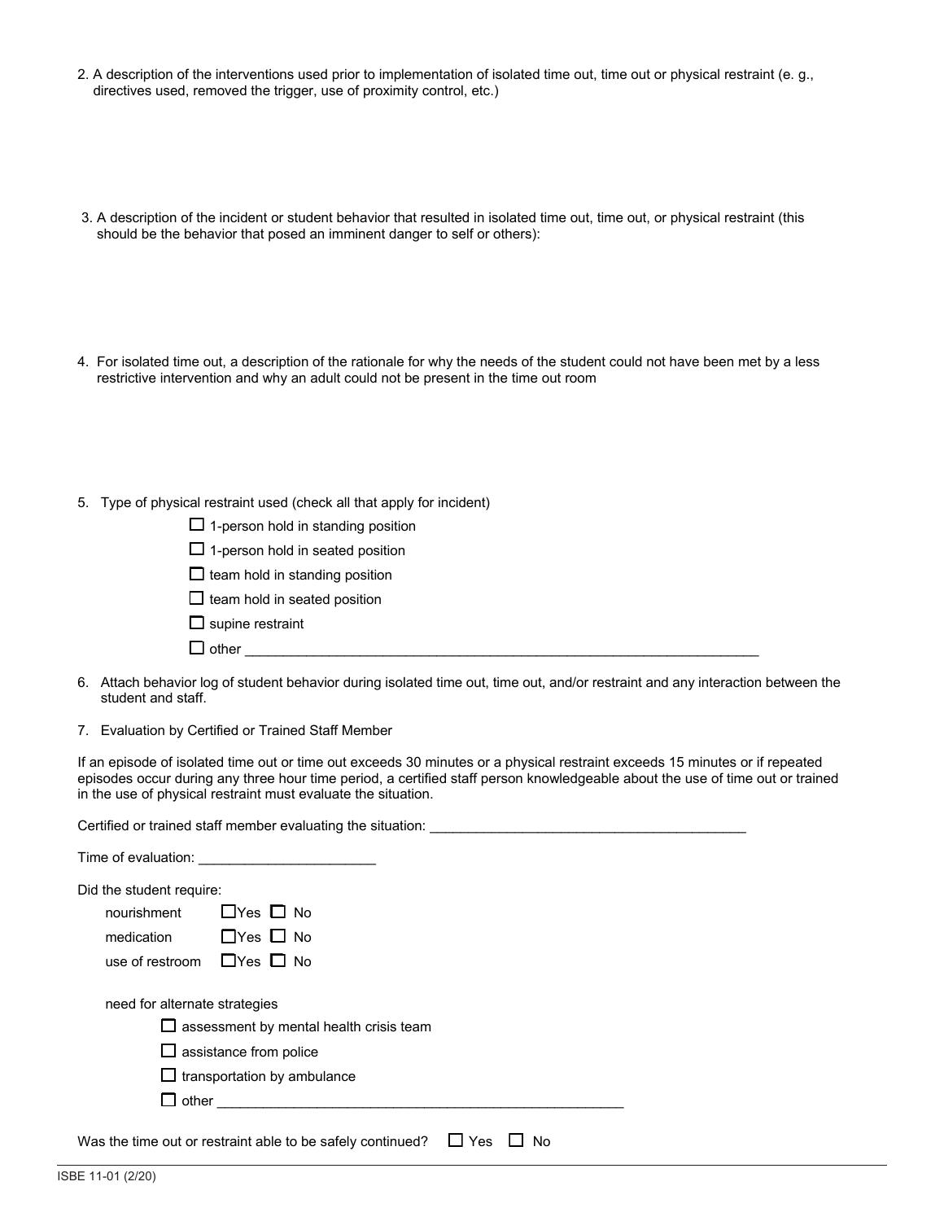2. A description of the interventions used prior to implementation of isolated time out, time out or physical restraint (e. g., directives used, removed the trigger, use of proximity control, etc.)

3. A description of the incident or student behavior that resulted in isolated time out, time out, or physical restraint (this should be the behavior that posed an imminent danger to self or others):

4. For isolated time out, a description of the rationale for why the needs of the student could not have been met by a less restrictive intervention and why an adult could not be present in the time out room

5. Type of physical restraint used (check all that apply for incident)

   - ☐ 1-person hold in standing position
   - ☐ 1-person hold in seated position
   - ☐ team hold in standing position
   - ☐ team hold in seated position
   - ☐ supine restraint
   - ☐ other ______________________________________________________________________

6. Attach behavior log of student behavior during isolated time out, time out, and/or restraint and any interaction between the student and staff.

7. Evaluation by Certified or Trained Staff Member

If an episode of isolated time out or time out exceeds 30 minutes or a physical restraint exceeds 15 minutes or if repeated episodes occur during any three hour time period, a certified staff person knowledgeable about the use of time out or trained in the use of physical restraint must evaluate the situation.

Certified or trained staff member evaluating the situation: __________________________________________

Time of evaluation: _______________________

Did the student require:

| | | |
|---|---|---|
| nourishment | ☐Yes | ☐ No |
| medication | ☐Yes | ☐ No |
| use of restroom | ☐Yes | ☐ No |

need for alternate strategies

- ☐ assessment by mental health crisis team
- ☐ assistance from police
- ☐ transportation by ambulance
- ☐ other ______________________________________________________

Was the time out or restraint able to be safely continued? ☐ Yes ☐ No

ISBE 11-01 (2/20)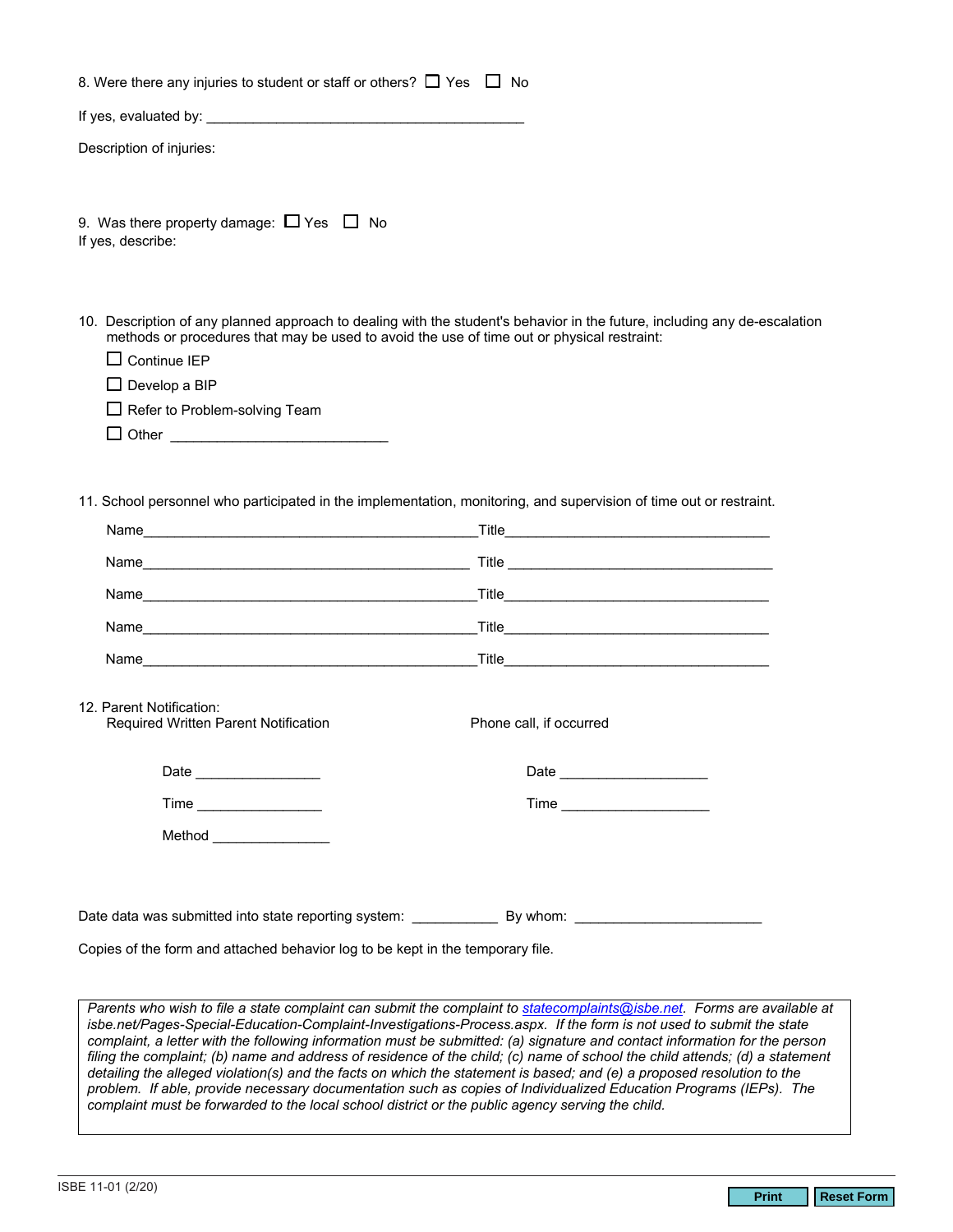8. Were there any injuries to student or staff or others? ☐ Yes ☐ No

If yes, evaluated by: _________________________________________

Description of injuries:

9. Was there property damage: ☐ Yes ☐ No

If yes, describe:

10. Description of any planned approach to dealing with the student's behavior in the future, including any de-escalation methods or procedures that may be used to avoid the use of time out or physical restraint:

☐ Continue IEP

☐ Develop a BIP

☐ Refer to Problem-solving Team

☐ Other ____________________________

11. School personnel who participated in the implementation, monitoring, and supervision of time out or restraint.

Name_____________________________________________Title___________________________________

Name_____________________________________________Title___________________________________

Name_____________________________________________Title___________________________________

Name_____________________________________________Title___________________________________

Name_____________________________________________Title___________________________________

12. Parent Notification:

Required Written Parent Notification

Date ________________

Time ________________

Method _______________

Phone call, if occurred

Date ___________________

Time ___________________

Date data was submitted into state reporting system: ___________ By whom: ________________________

Copies of the form and attached behavior log to be kept in the temporary file.

*Parents who wish to file a state complaint can submit the complaint to statecomplaints@isbe.net. Forms are available at isbe.net/Pages-Special-Education-Complaint-Investigations-Process.aspx. If the form is not used to submit the state complaint, a letter with the following information must be submitted: (a) signature and contact information for the person filing the complaint; (b) name and address of residence of the child; (c) name of school the child attends; (d) a statement detailing the alleged violation(s) and the facts on which the statement is based; and (e) a proposed resolution to the problem. If able, provide necessary documentation such as copies of Individualized Education Programs (IEPs). The complaint must be forwarded to the local school district or the public agency serving the child.*

ISBE 11-01 (2/20)